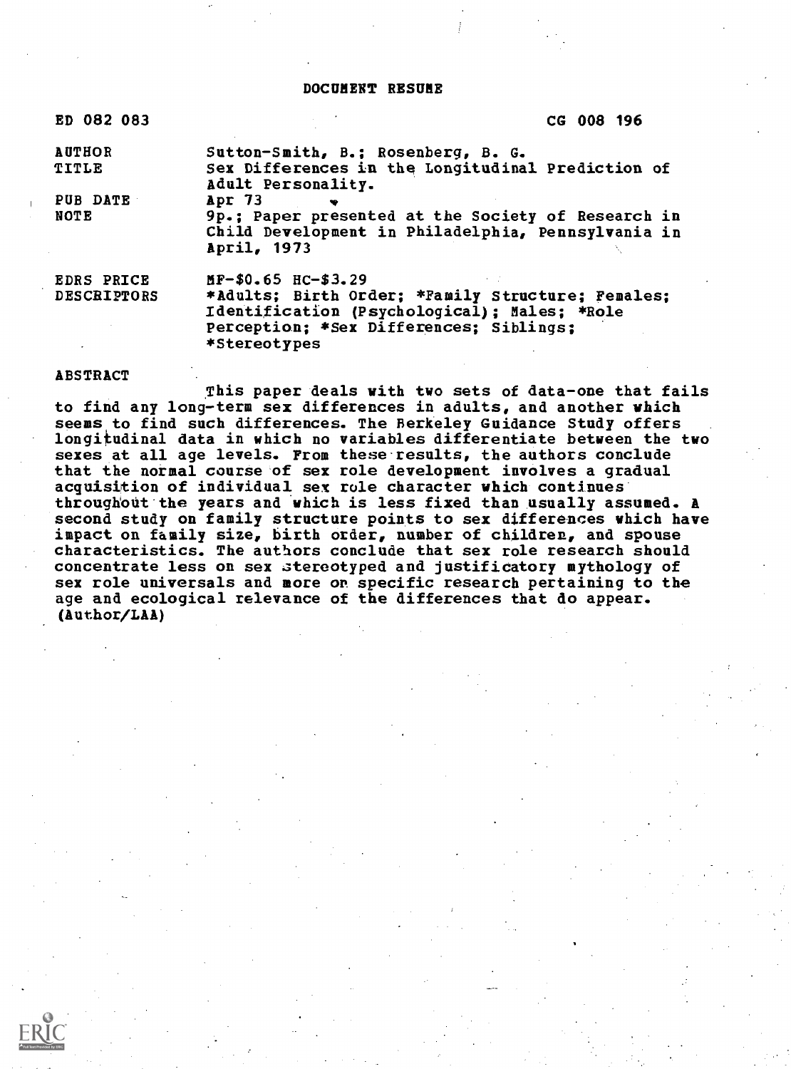# DOCUMENT RESUME

| | |
|---|---|
| ED 082 083 | CG 008 196 |
| AUTHOR | Sutton-Smith, B.; Rosenberg, B. G. |
| TITLE | Sex Differences in the Longitudinal Prediction of Adult Personality. |
| PUB DATE | Apr 73 |
| NOTE | 9p.; Paper presented at the Society of Research in Child Development in Philadelphia, Pennsylvania in April, 1973 |
| EDRS PRICE | MF-$0.65 HC-$3.29 |
| DESCRIPTORS | *Adults; Birth Order; *Family Structure; Females; Identification (Psychological); Males; *Role Perception; *Sex Differences; Siblings; *Stereotypes |

## ABSTRACT

This paper deals with two sets of data-one that fails to find any long-term sex differences in adults, and another which seems to find such differences. The Berkeley Guidance Study offers longitudinal data in which no variables differentiate between the two sexes at all age levels. From these results, the authors conclude that the normal course of sex role development involves a gradual acquisition of individual sex role character which continues throughout the years and which is less fixed than usually assumed. A second study on family structure points to sex differences which have impact on family size, birth order, number of children, and spouse characteristics. The authors conclude that sex role research should concentrate less on sex stereotyped and justificatory mythology of sex role universals and more on specific research pertaining to the age and ecological relevance of the differences that do appear. (Author/LAA)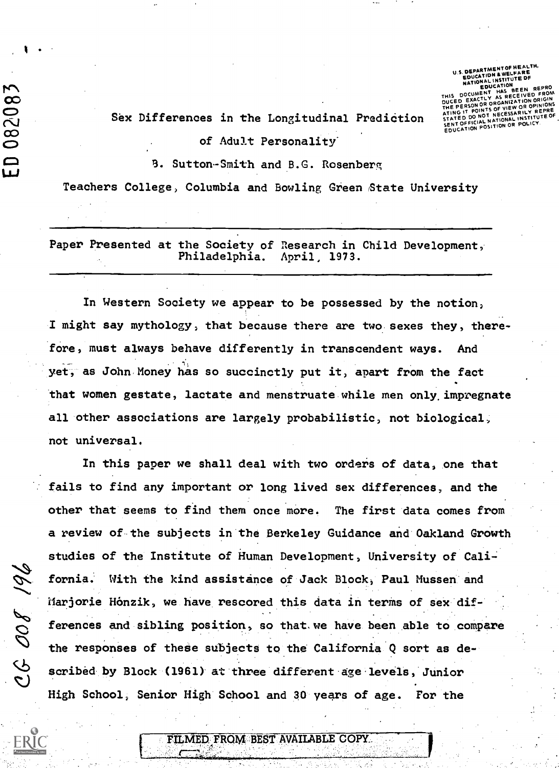# Sex Differences in the Longitudinal Prediction of Adult Personality

B. Sutton-Smith and B.G. Rosenberg

Teachers College, Columbia and Bowling Green State University

---

Paper Presented at the Society of Research in Child Development, Philadelphia. April, 1973.

---

In Western Society we appear to be possessed by the notion, I might say mythology, that because there are two sexes they, therefore, must always behave differently in transcendent ways. And yet, as John Money has so succinctly put it, apart from the fact that women gestate, lactate and menstruate while men only impregnate all other associations are largely probabilistic, not biological, not universal.

In this paper we shall deal with two orders of data, one that fails to find any important or long lived sex differences, and the other that seems to find them once more. The first data comes from a review of the subjects in the Berkeley Guidance and Oakland Growth studies of the Institute of Human Development, University of California. With the kind assistance of Jack Block, Paul Mussen and Marjorie Honzik, we have rescored this data in terms of sex differences and sibling position, so that we have been able to compare the responses of these subjects to the California Q sort as described by Block (1961) at three different age levels, Junior High School, Senior High School and 30 years of age. For the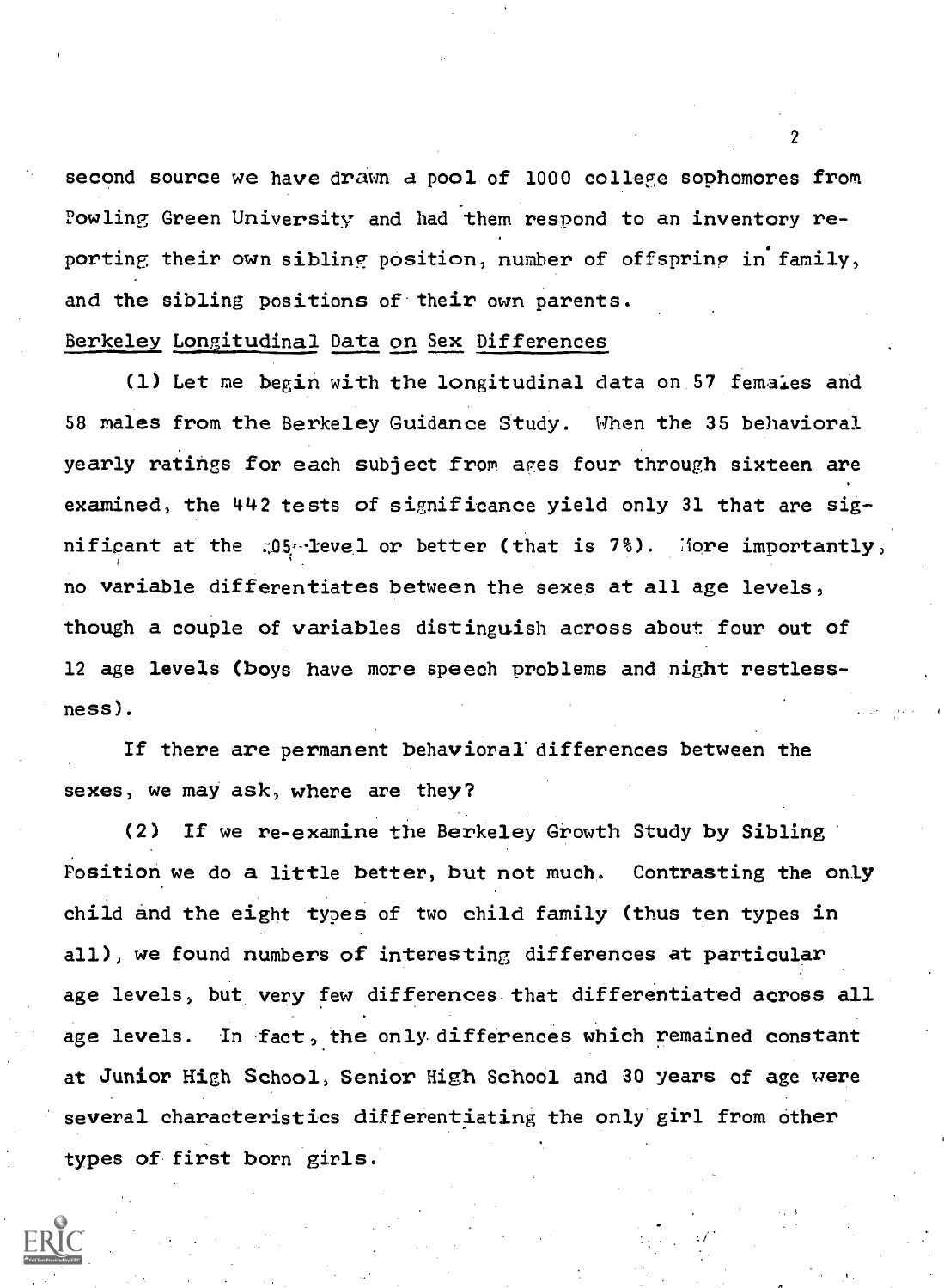second source we have drawn a pool of 1000 college sophomores from Bowling Green University and had them respond to an inventory reporting their own sibling position, number of offspring in family, and the sibling positions of their own parents.

Berkeley Longitudinal Data on Sex Differences

(1) Let me begin with the longitudinal data on 57 females and 58 males from the Berkeley Guidance Study. When the 35 behavioral yearly ratings for each subject from ages four through sixteen are examined, the 442 tests of significance yield only 31 that are significant at the .05 level or better (that is 7%). More importantly, no variable differentiates between the sexes at all age levels, though a couple of variables distinguish across about four out of 12 age levels (boys have more speech problems and night restlessness).

If there are permanent behavioral differences between the sexes, we may ask, where are they?

(2) If we re-examine the Berkeley Growth Study by Sibling Position we do a little better, but not much. Contrasting the only child and the eight types of two child family (thus ten types in all), we found numbers of interesting differences at particular age levels, but very few differences that differentiated across all age levels. In fact, the only differences which remained constant at Junior High School, Senior High School and 30 years of age were several characteristics differentiating the only girl from other types of first born girls.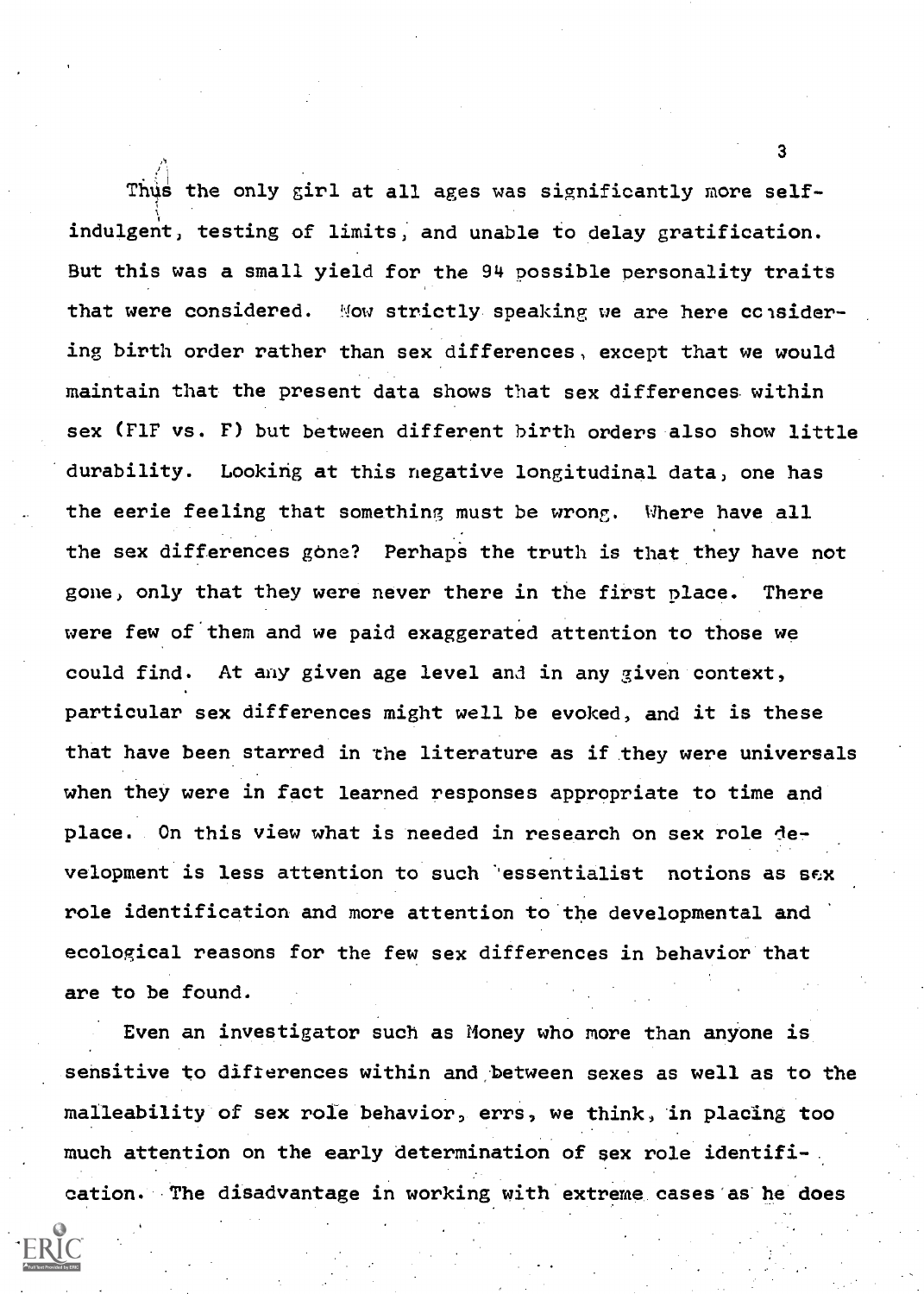Thus the only girl at all ages was significantly more self-indulgent, testing of limits, and unable to delay gratification. But this was a small yield for the 94 possible personality traits that were considered. Now strictly speaking we are here considering birth order rather than sex differences, except that we would maintain that the present data shows that sex differences within sex (FlF vs. F) but between different birth orders also show little durability. Looking at this negative longitudinal data, one has the eerie feeling that something must be wrong. Where have all the sex differences gone? Perhaps the truth is that they have not gone, only that they were never there in the first place. There were few of them and we paid exaggerated attention to those we could find. At any given age level and in any given context, particular sex differences might well be evoked, and it is these that have been starred in the literature as if they were universals when they were in fact learned responses appropriate to time and place. On this view what is needed in research on sex role development is less attention to such 'essentialist notions as sex role identification and more attention to the developmental and ecological reasons for the few sex differences in behavior that are to be found.

Even an investigator such as Money who more than anyone is sensitive to differences within and between sexes as well as to the malleability of sex role behavior, errs, we think, in placing too much attention on the early determination of sex role identification. The disadvantage in working with extreme cases as he does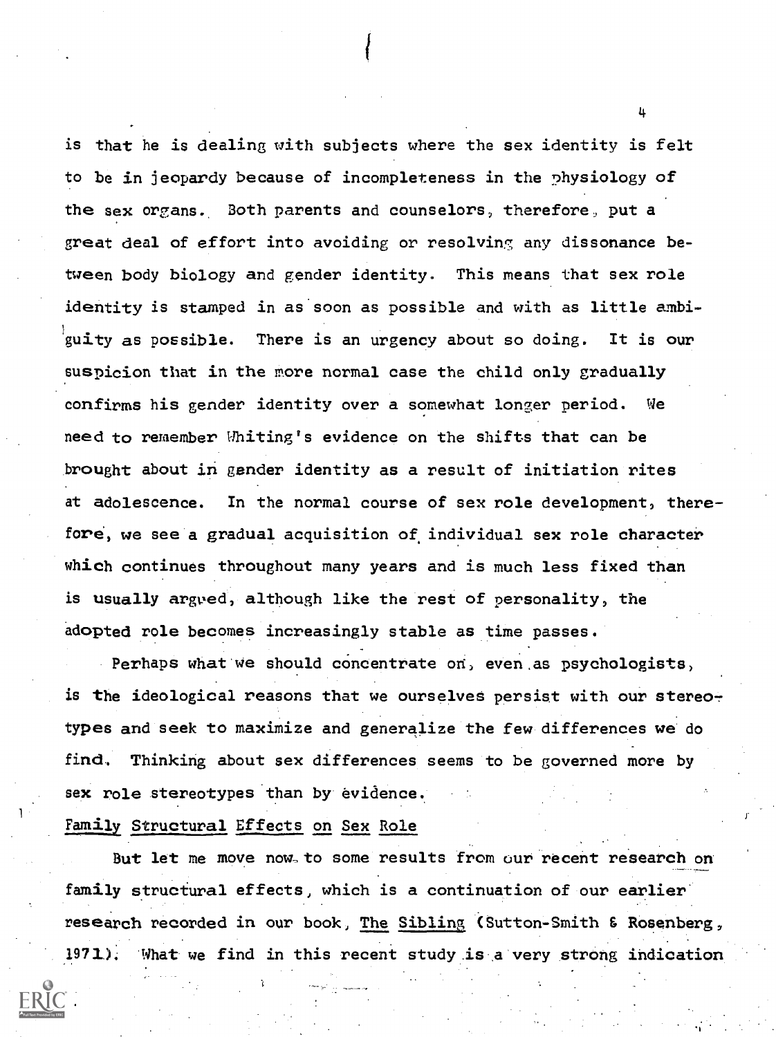is that he is dealing with subjects where the sex identity is felt to be in jeopardy because of incompleteness in the physiology of the sex organs. Both parents and counselors, therefore, put a great deal of effort into avoiding or resolving any dissonance between body biology and gender identity. This means that sex role identity is stamped in as soon as possible and with as little ambiguity as possible. There is an urgency about so doing. It is our suspicion that in the more normal case the child only gradually confirms his gender identity over a somewhat longer period. We need to remember Whiting's evidence on the shifts that can be brought about in gender identity as a result of initiation rites at adolescence. In the normal course of sex role development, therefore, we see a gradual acquisition of individual sex role character which continues throughout many years and is much less fixed than is usually argued, although like the rest of personality, the adopted role becomes increasingly stable as time passes.

Perhaps what we should concentrate on, even as psychologists, is the ideological reasons that we ourselves persist with our stereotypes and seek to maximize and generalize the few differences we do find. Thinking about sex differences seems to be governed more by sex role stereotypes than by evidence.

## Family Structural Effects on Sex Role

But let me move now to some results from our recent research on family structural effects, which is a continuation of our earlier research recorded in our book, The Sibling (Sutton-Smith & Rosenberg, 1971). What we find in this recent study is a very strong indication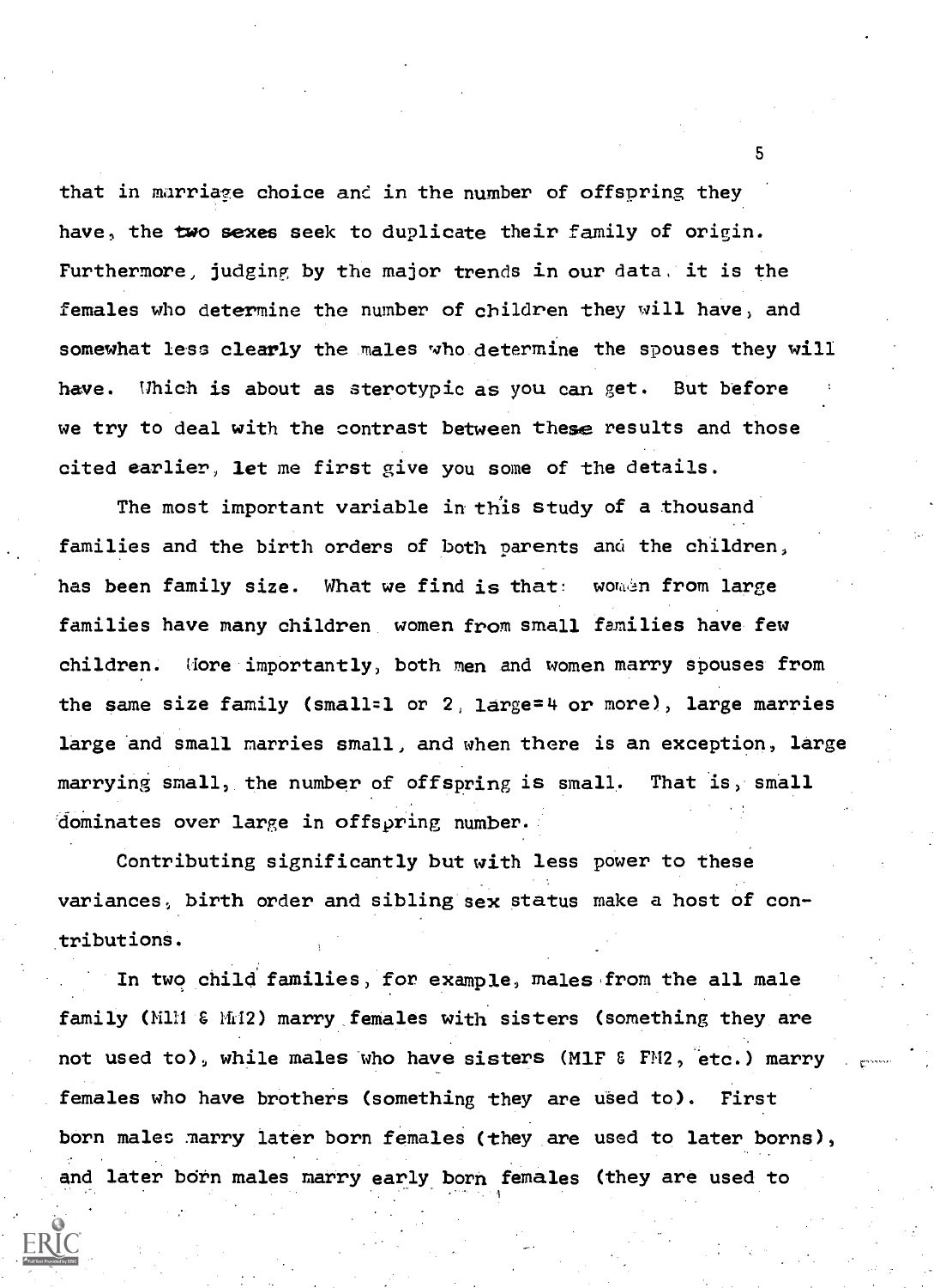that in marriage choice and in the number of offspring they have, the two sexes seek to duplicate their family of origin. Furthermore, judging by the major trends in our data, it is the females who determine the number of children they will have, and somewhat less clearly the males who determine the spouses they will have. Which is about as sterotypic as you can get. But before we try to deal with the contrast between these results and those cited earlier, let me first give you some of the details.

The most important variable in this study of a thousand families and the birth orders of both parents and the children, has been family size. What we find is that: women from large families have many children women from small families have few children. More importantly, both men and women marry spouses from the same size family (small=1 or 2, large=4 or more), large marries large and small marries small, and when there is an exception, large marrying small, the number of offspring is small. That is, small dominates over large in offspring number.

Contributing significantly but with less power to these variances, birth order and sibling sex status make a host of contributions.

In two child families, for example, males from the all male family (M1M & MM2) marry females with sisters (something they are not used to), while males who have sisters (M1F & FM2, etc.) marry females who have brothers (something they are used to). First born males marry later born females (they are used to later borns), and later born males marry early born females (they are used to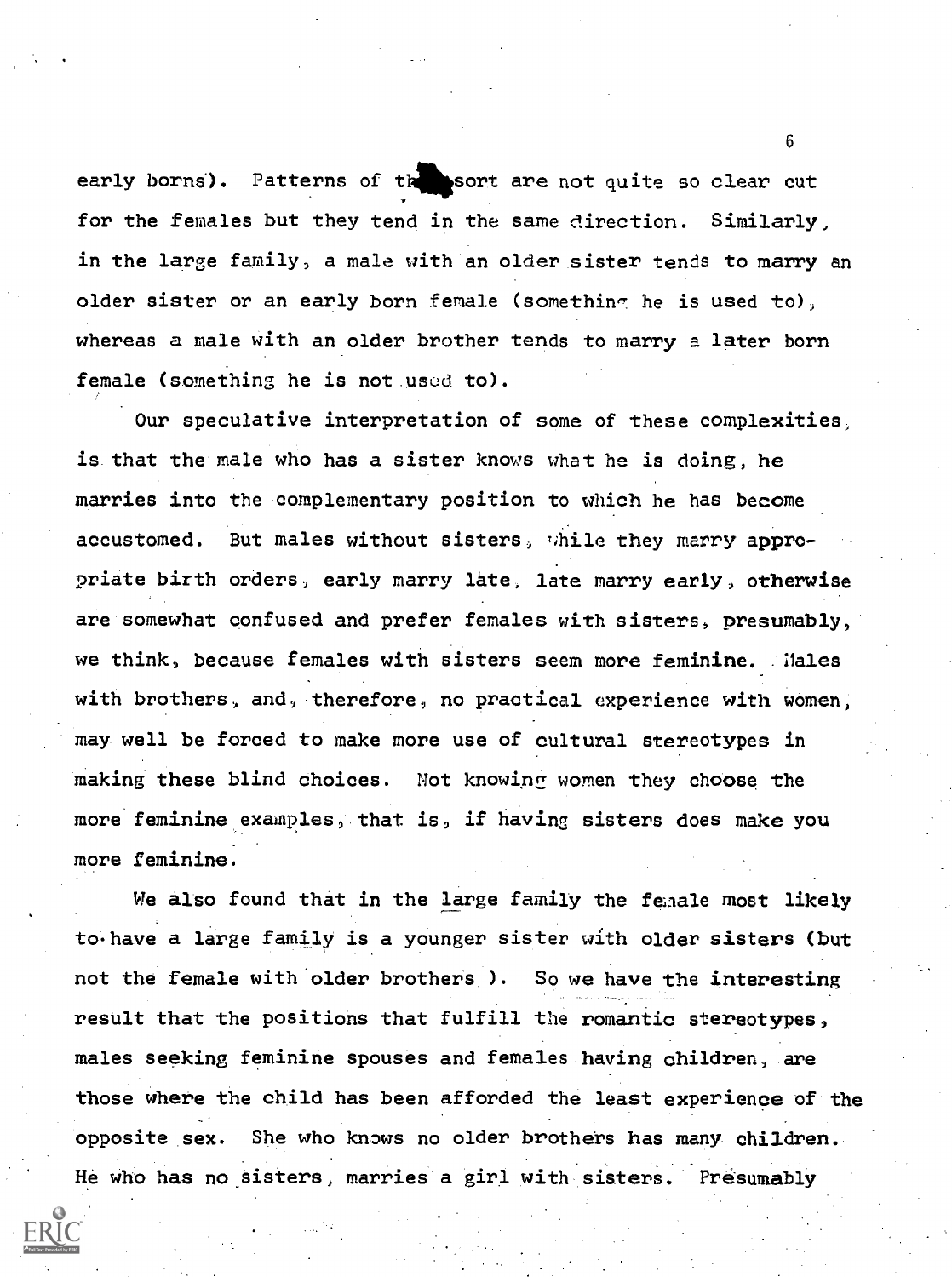early borns). Patterns of this sort are not quite so clear cut for the females but they tend in the same direction. Similarly, in the large family, a male with an older sister tends to marry an older sister or an early born female (something he is used to), whereas a male with an older brother tends to marry a later born female (something he is not used to).

Our speculative interpretation of some of these complexities, is that the male who has a sister knows what he is doing, he marries into the complementary position to which he has become accustomed. But males without sisters, while they marry appropriate birth orders, early marry late, late marry early, otherwise are somewhat confused and prefer females with sisters, presumably, we think, because females with sisters seem more feminine. Males with brothers, and, therefore, no practical experience with women, may well be forced to make more use of cultural stereotypes in making these blind choices. Not knowing women they choose the more feminine examples, that is, if having sisters does make you more feminine.

We also found that in the large family the female most likely to have a large family is a younger sister with older sisters (but not the female with older brothers). So we have the interesting result that the positions that fulfill the romantic stereotypes, males seeking feminine spouses and females having children, are those where the child has been afforded the least experience of the opposite sex. She who knows no older brothers has many children. He who has no sisters, marries a girl with sisters. Presumably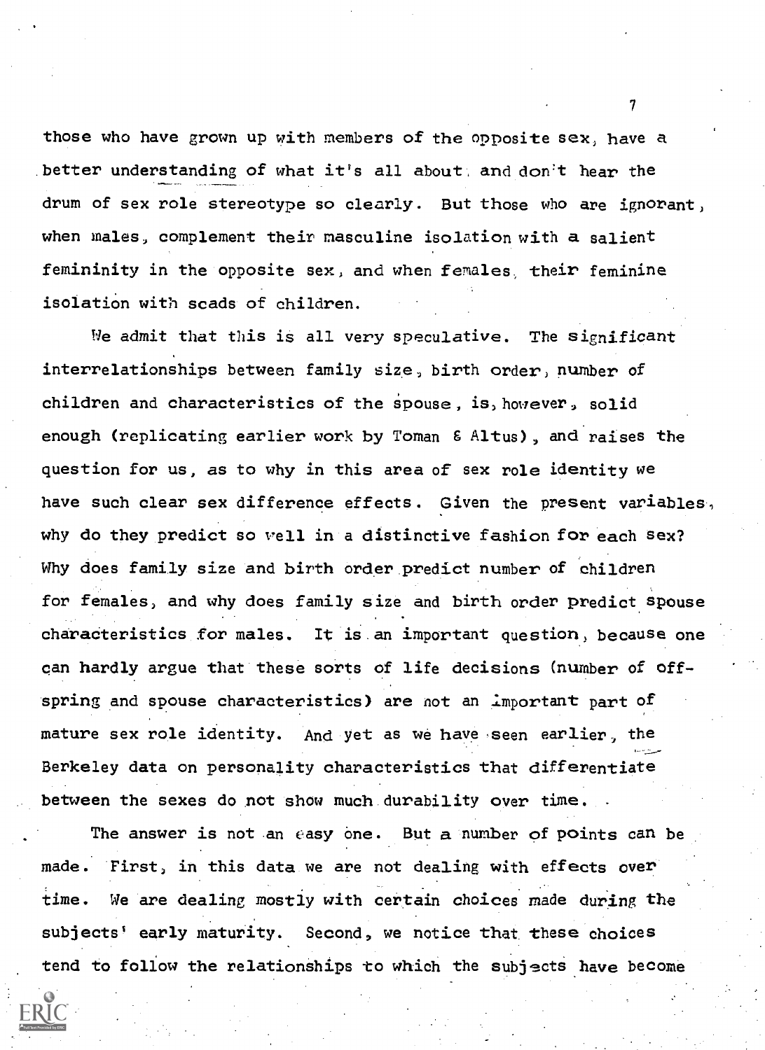those who have grown up with members of the opposite sex, have a better understanding of what it's all about, and don't hear the drum of sex role stereotype so clearly. But those who are ignorant, when males, complement their masculine isolation with a salient femininity in the opposite sex, and when females, their feminine isolation with scads of children.

We admit that this is all very speculative. The significant interrelationships between family size, birth order, number of children and characteristics of the spouse, is, however, solid enough (replicating earlier work by Toman & Altus), and raises the question for us, as to why in this area of sex role identity we have such clear sex difference effects. Given the present variables, why do they predict so well in a distinctive fashion for each sex? Why does family size and birth order predict number of children for females, and why does family size and birth order predict spouse characteristics for males. It is an important question, because one can hardly argue that these sorts of life decisions (number of offspring and spouse characteristics) are not an important part of mature sex role identity. And yet as we have seen earlier, the Berkeley data on personality characteristics that differentiate between the sexes do not show much durability over time.

The answer is not an easy one. But a number of points can be made. First, in this data we are not dealing with effects over time. We are dealing mostly with certain choices made during the subjects' early maturity. Second, we notice that these choices tend to follow the relationships to which the subjects have become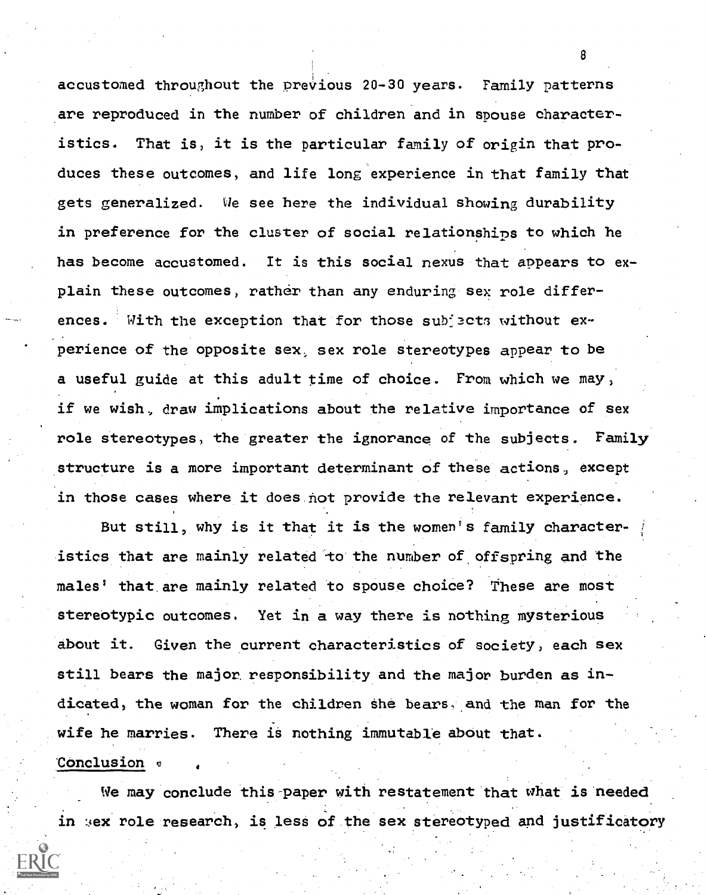accustomed throughout the previous 20-30 years. Family patterns are reproduced in the number of children and in spouse characteristics. That is, it is the particular family of origin that produces these outcomes, and life long experience in that family that gets generalized. We see here the individual showing durability in preference for the cluster of social relationships to which he has become accustomed. It is this social nexus that appears to explain these outcomes, rather than any enduring sex role differences. With the exception that for those subjects without experience of the opposite sex, sex role stereotypes appear to be a useful guide at this adult time of choice. From which we may, if we wish, draw implications about the relative importance of sex role stereotypes, the greater the ignorance of the subjects. Family structure is a more important determinant of these actions, except in those cases where it does not provide the relevant experience.

But still, why is it that it is the women's family characteristics that are mainly related to the number of offspring and the males' that are mainly related to spouse choice? These are most stereotypic outcomes. Yet in a way there is nothing mysterious about it. Given the current characteristics of society, each sex still bears the major responsibility and the major burden as indicated, the woman for the children she bears, and the man for the wife he marries. There is nothing immutable about that.

## Conclusion

We may conclude this paper with restatement that what is needed in sex role research, is less of the sex stereotyped and justificatory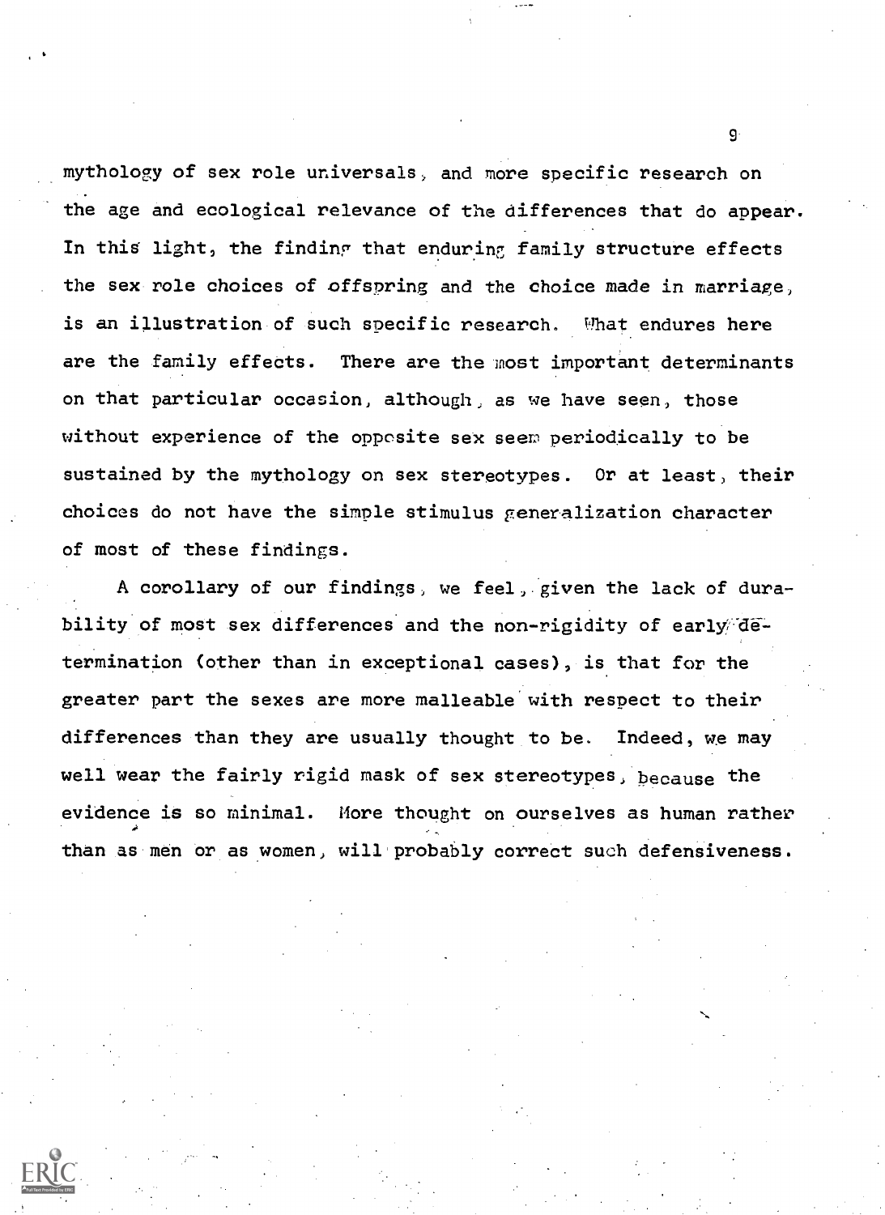mythology of sex role universals, and more specific research on the age and ecological relevance of the differences that do appear. In this light, the finding that enduring family structure effects the sex role choices of offspring and the choice made in marriage, is an illustration of such specific research. What endures here are the family effects. There are the most important determinants on that particular occasion, although, as we have seen, those without experience of the opposite sex seem periodically to be sustained by the mythology on sex stereotypes. Or at least, their choices do not have the simple stimulus generalization character of most of these findings.

A corollary of our findings, we feel, given the lack of durability of most sex differences and the non-rigidity of early determination (other than in exceptional cases), is that for the greater part the sexes are more malleable with respect to their differences than they are usually thought to be. Indeed, we may well wear the fairly rigid mask of sex stereotypes, because the evidence is so minimal. More thought on ourselves as human rather than as men or as women, will probably correct such defensiveness.